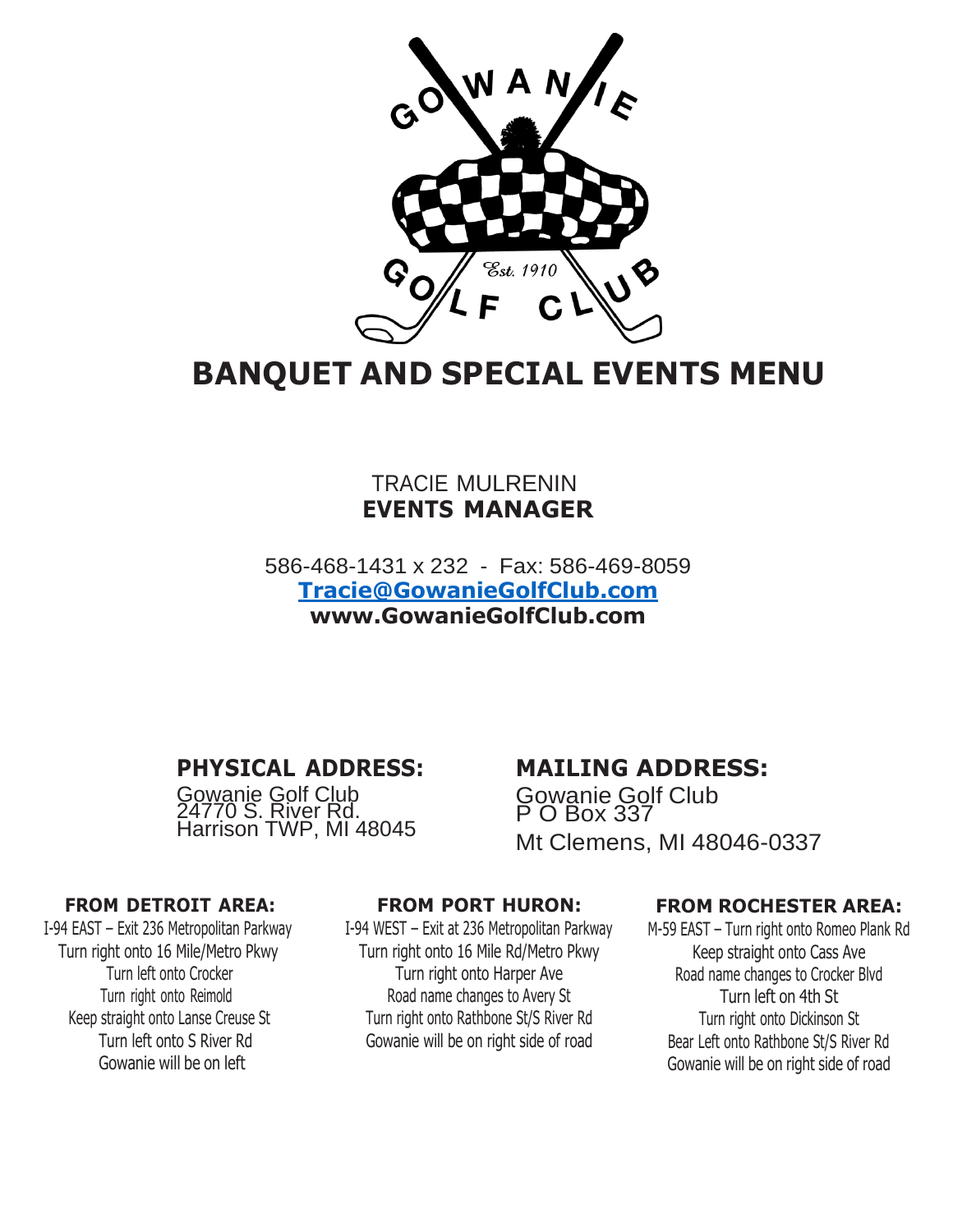# BANQUET AND SPECIAL EVENTS MENU

TRACIE MULRENIN
**EVENTS MANAGER**

586-468-1431 x 232 - Fax: 586-469-8059
**Tracie@GowanieGolfClub.com**
**www.GowanieGolfClub.com**

## PHYSICAL ADDRESS:

Gowanie Golf Club
24770 S. River Rd.
Harrison TWP, MI 48045

## MAILING ADDRESS:

Gowanie Golf Club
P O Box 337
Mt Clemens, MI 48046-0337

### FROM DETROIT AREA:

I-94 EAST – Exit 236 Metropolitan Parkway
Turn right onto 16 Mile/Metro Pkwy
Turn left onto Crocker
Turn right onto Reimold
Keep straight onto Lanse Creuse St
Turn left onto S River Rd
Gowanie will be on left

### FROM PORT HURON:

I-94 WEST – Exit at 236 Metropolitan Parkway
Turn right onto 16 Mile Rd/Metro Pkwy
Turn right onto Harper Ave
Road name changes to Avery St
Turn right onto Rathbone St/S River Rd
Gowanie will be on right side of road

### FROM ROCHESTER AREA:

M-59 EAST – Turn right onto Romeo Plank Rd
Keep straight onto Cass Ave
Road name changes to Crocker Blvd
Turn left on 4th St
Turn right onto Dickinson St
Bear Left onto Rathbone St/S River Rd
Gowanie will be on right side of road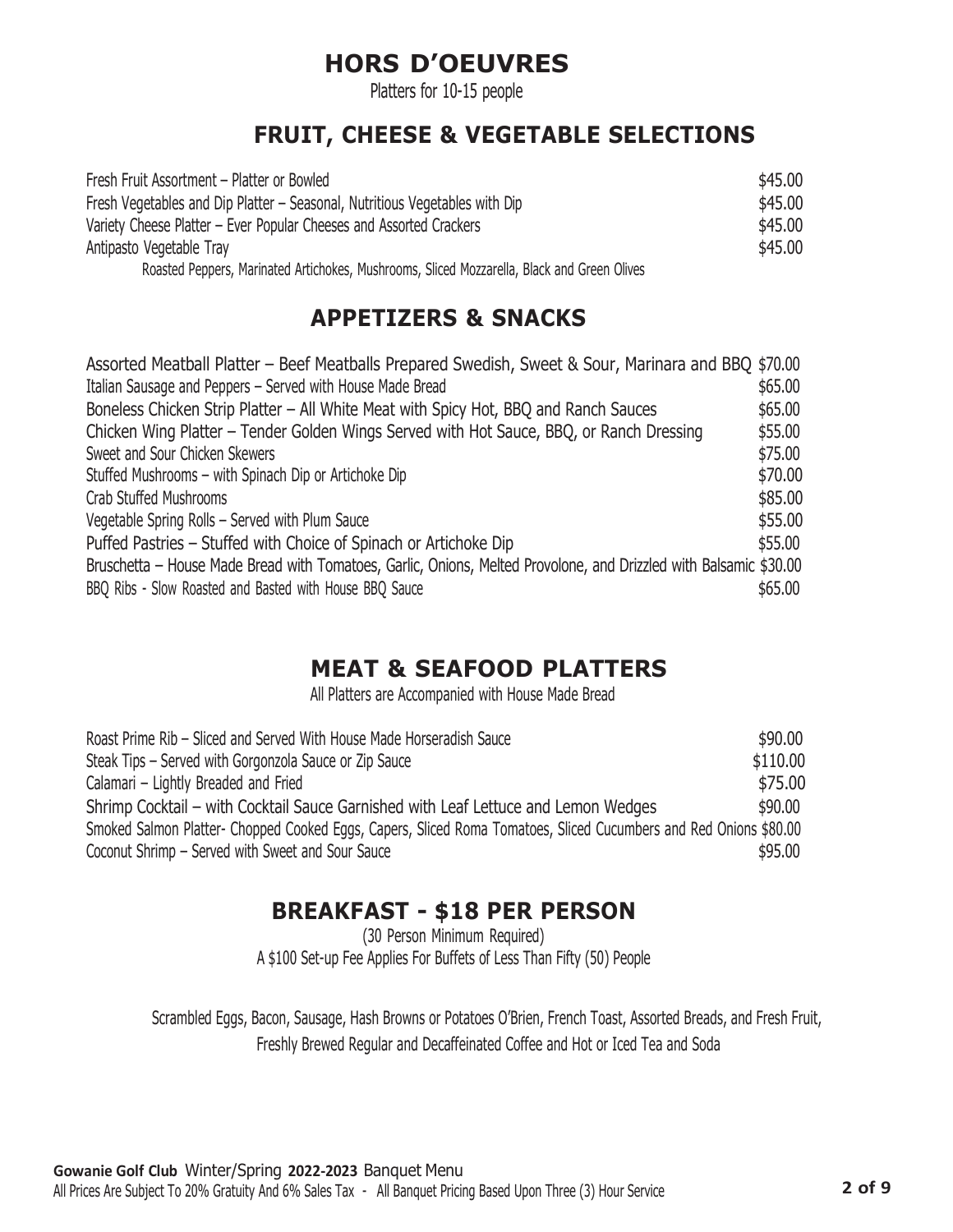# HORS D'OEUVRES

Platters for 10-15 people

## FRUIT, CHEESE & VEGETABLE SELECTIONS

| Item | Price |
|---|---|
| Fresh Fruit Assortment – Platter or Bowled | $45.00 |
| Fresh Vegetables and Dip Platter – Seasonal, Nutritious Vegetables with Dip | $45.00 |
| Variety Cheese Platter – Ever Popular Cheeses and Assorted Crackers | $45.00 |
| Antipasto Vegetable Tray<br>Roasted Peppers, Marinated Artichokes, Mushrooms, Sliced Mozzarella, Black and Green Olives | $45.00 |

## APPETIZERS & SNACKS

| Item | Price |
|---|---|
| Assorted Meatball Platter – Beef Meatballs Prepared Swedish, Sweet & Sour, Marinara and BBQ | $70.00 |
| Italian Sausage and Peppers – Served with House Made Bread | $65.00 |
| Boneless Chicken Strip Platter – All White Meat with Spicy Hot, BBQ and Ranch Sauces | $65.00 |
| Chicken Wing Platter – Tender Golden Wings Served with Hot Sauce, BBQ, or Ranch Dressing | $55.00 |
| Sweet and Sour Chicken Skewers | $75.00 |
| Stuffed Mushrooms – with Spinach Dip or Artichoke Dip | $70.00 |
| Crab Stuffed Mushrooms | $85.00 |
| Vegetable Spring Rolls – Served with Plum Sauce | $55.00 |
| Puffed Pastries – Stuffed with Choice of Spinach or Artichoke Dip | $55.00 |
| Bruschetta – House Made Bread with Tomatoes, Garlic, Onions, Melted Provolone, and Drizzled with Balsamic | $30.00 |
| BBQ Ribs - Slow Roasted and Basted with House BBQ Sauce | $65.00 |

## MEAT & SEAFOOD PLATTERS

All Platters are Accompanied with House Made Bread

| Item | Price |
|---|---|
| Roast Prime Rib – Sliced and Served With House Made Horseradish Sauce | $90.00 |
| Steak Tips – Served with Gorgonzola Sauce or Zip Sauce | $110.00 |
| Calamari – Lightly Breaded and Fried | $75.00 |
| Shrimp Cocktail – with Cocktail Sauce Garnished with Leaf Lettuce and Lemon Wedges | $90.00 |
| Smoked Salmon Platter- Chopped Cooked Eggs, Capers, Sliced Roma Tomatoes, Sliced Cucumbers and Red Onions | $80.00 |
| Coconut Shrimp – Served with Sweet and Sour Sauce | $95.00 |

## BREAKFAST - $18 PER PERSON

(30 Person Minimum Required)

A $100 Set-up Fee Applies For Buffets of Less Than Fifty (50) People

Scrambled Eggs, Bacon, Sausage, Hash Browns or Potatoes O'Brien, French Toast, Assorted Breads, and Fresh Fruit, Freshly Brewed Regular and Decaffeinated Coffee and Hot or Iced Tea and Soda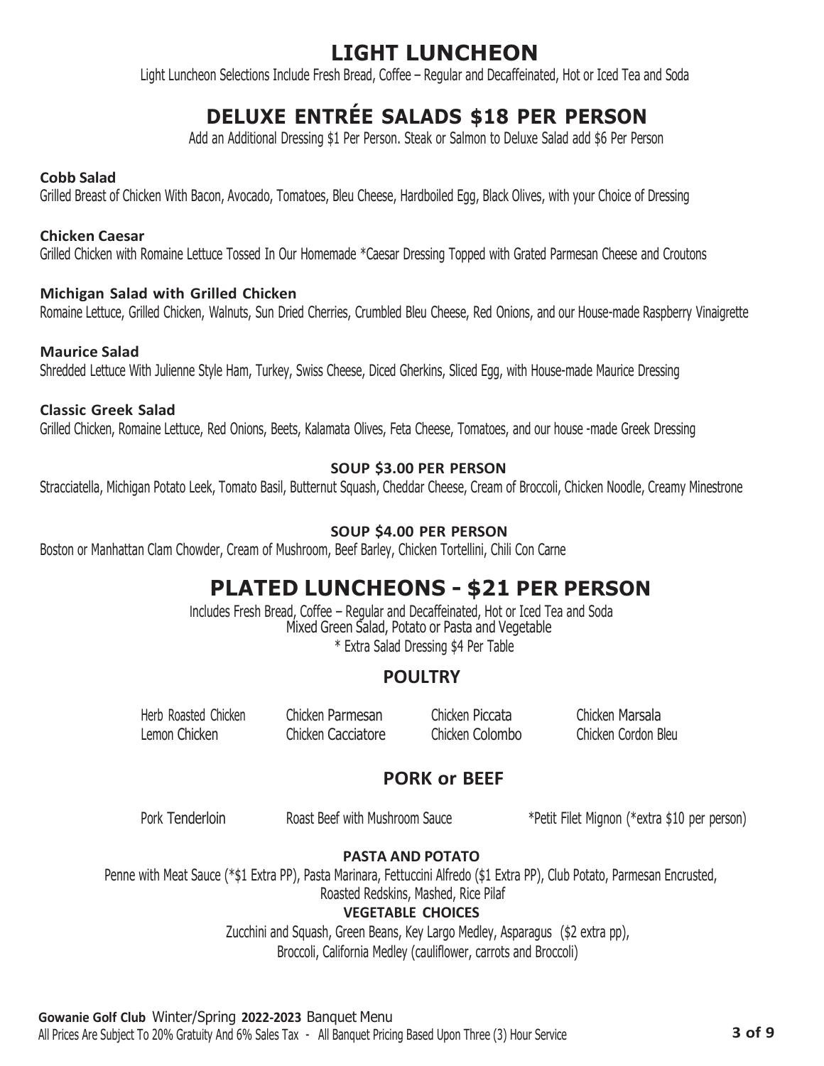# LIGHT LUNCHEON

Light Luncheon Selections Include Fresh Bread, Coffee – Regular and Decaffeinated, Hot or Iced Tea and Soda

## DELUXE ENTRÉE SALADS $18 PER PERSON

Add an Additional Dressing $1 Per Person. Steak or Salmon to Deluxe Salad add $6 Per Person

**Cobb Salad**
Grilled Breast of Chicken With Bacon, Avocado, Tomatoes, Bleu Cheese, Hardboiled Egg, Black Olives, with your Choice of Dressing

**Chicken Caesar**
Grilled Chicken with Romaine Lettuce Tossed In Our Homemade *Caesar Dressing Topped with Grated Parmesan Cheese and Croutons

**Michigan Salad with Grilled Chicken**
Romaine Lettuce, Grilled Chicken, Walnuts, Sun Dried Cherries, Crumbled Bleu Cheese, Red Onions, and our House-made Raspberry Vinaigrette

**Maurice Salad**
Shredded Lettuce With Julienne Style Ham, Turkey, Swiss Cheese, Diced Gherkins, Sliced Egg, with House-made Maurice Dressing

**Classic Greek Salad**
Grilled Chicken, Romaine Lettuce, Red Onions, Beets, Kalamata Olives, Feta Cheese, Tomatoes, and our house -made Greek Dressing

### SOUP $3.00 PER PERSON

Stracciatella, Michigan Potato Leek, Tomato Basil, Butternut Squash, Cheddar Cheese, Cream of Broccoli, Chicken Noodle, Creamy Minestrone

### SOUP $4.00 PER PERSON

Boston or Manhattan Clam Chowder, Cream of Mushroom, Beef Barley, Chicken Tortellini, Chili Con Carne

## PLATED LUNCHEONS - $21 PER PERSON

Includes Fresh Bread, Coffee – Regular and Decaffeinated, Hot or Iced Tea and Soda
Mixed Green Salad, Potato or Pasta and Vegetable
* Extra Salad Dressing $4 Per Table

### POULTRY

- Herb Roasted Chicken
- Chicken Parmesan
- Chicken Piccata
- Chicken Marsala
- Lemon Chicken
- Chicken Cacciatore
- Chicken Colombo
- Chicken Cordon Bleu

### PORK or BEEF

- Pork Tenderloin
- Roast Beef with Mushroom Sauce
- *Petit Filet Mignon (*extra $10 per person)

### PASTA AND POTATO

Penne with Meat Sauce (*$1 Extra PP), Pasta Marinara, Fettuccini Alfredo ($1 Extra PP), Club Potato, Parmesan Encrusted, Roasted Redskins, Mashed, Rice Pilaf

### VEGETABLE CHOICES

Zucchini and Squash, Green Beans, Key Largo Medley, Asparagus ($2 extra pp), Broccoli, California Medley (cauliflower, carrots and Broccoli)

**Gowanie Golf Club** Winter/Spring **2022-2023** Banquet Menu
All Prices Are Subject To 20% Gratuity And 6% Sales Tax - All Banquet Pricing Based Upon Three (3) Hour Service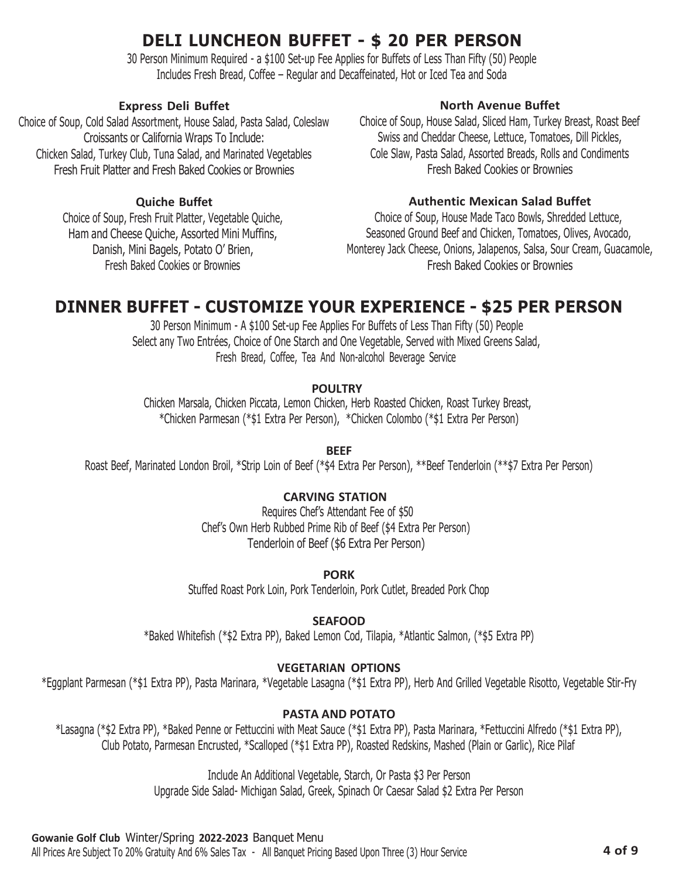# DELI LUNCHEON BUFFET - $ 20 PER PERSON

30 Person Minimum Required - a $100 Set-up Fee Applies for Buffets of Less Than Fifty (50) People
Includes Fresh Bread, Coffee – Regular and Decaffeinated, Hot or Iced Tea and Soda

### Express Deli Buffet

Choice of Soup, Cold Salad Assortment, House Salad, Pasta Salad, Coleslaw
Croissants or California Wraps To Include:
Chicken Salad, Turkey Club, Tuna Salad, and Marinated Vegetables
Fresh Fruit Platter and Fresh Baked Cookies or Brownies

### North Avenue Buffet

Choice of Soup, House Salad, Sliced Ham, Turkey Breast, Roast Beef
Swiss and Cheddar Cheese, Lettuce, Tomatoes, Dill Pickles,
Cole Slaw, Pasta Salad, Assorted Breads, Rolls and Condiments
Fresh Baked Cookies or Brownies

### Quiche Buffet

Choice of Soup, Fresh Fruit Platter, Vegetable Quiche,
Ham and Cheese Quiche, Assorted Mini Muffins,
Danish, Mini Bagels, Potato O' Brien,
Fresh Baked Cookies or Brownies

### Authentic Mexican Salad Buffet

Choice of Soup, House Made Taco Bowls, Shredded Lettuce,
Seasoned Ground Beef and Chicken, Tomatoes, Olives, Avocado,
Monterey Jack Cheese, Onions, Jalapenos, Salsa, Sour Cream, Guacamole,
Fresh Baked Cookies or Brownies

# DINNER BUFFET - CUSTOMIZE YOUR EXPERIENCE - $25 PER PERSON

30 Person Minimum - A $100 Set-up Fee Applies For Buffets of Less Than Fifty (50) People
Select any Two Entrées, Choice of One Starch and One Vegetable, Served with Mixed Greens Salad,
Fresh Bread, Coffee, Tea And Non-alcohol Beverage Service

### POULTRY

Chicken Marsala, Chicken Piccata, Lemon Chicken, Herb Roasted Chicken, Roast Turkey Breast,
*Chicken Parmesan (*$1 Extra Per Person), *Chicken Colombo (*$1 Extra Per Person)

### BEEF

Roast Beef, Marinated London Broil, *Strip Loin of Beef (*$4 Extra Per Person), **Beef Tenderloin (**$7 Extra Per Person)

### CARVING STATION

Requires Chef's Attendant Fee of $50
Chef's Own Herb Rubbed Prime Rib of Beef ($4 Extra Per Person)
Tenderloin of Beef ($6 Extra Per Person)

### PORK

Stuffed Roast Pork Loin, Pork Tenderloin, Pork Cutlet, Breaded Pork Chop

### SEAFOOD

*Baked Whitefish (*$2 Extra PP), Baked Lemon Cod, Tilapia, *Atlantic Salmon, (*$5 Extra PP)

### VEGETARIAN OPTIONS

*Eggplant Parmesan (*$1 Extra PP), Pasta Marinara, *Vegetable Lasagna (*$1 Extra PP), Herb And Grilled Vegetable Risotto, Vegetable Stir-Fry

### PASTA AND POTATO

*Lasagna (*$2 Extra PP), *Baked Penne or Fettuccini with Meat Sauce (*$1 Extra PP), Pasta Marinara, *Fettuccini Alfredo (*$1 Extra PP),
Club Potato, Parmesan Encrusted, *Scalloped (*$1 Extra PP), Roasted Redskins, Mashed (Plain or Garlic), Rice Pilaf

Include An Additional Vegetable, Starch, Or Pasta $3 Per Person
Upgrade Side Salad- Michigan Salad, Greek, Spinach Or Caesar Salad $2 Extra Per Person

**Gowanie Golf Club** Winter/Spring **2022-2023** Banquet Menu
All Prices Are Subject To 20% Gratuity And 6% Sales Tax - All Banquet Pricing Based Upon Three (3) Hour Service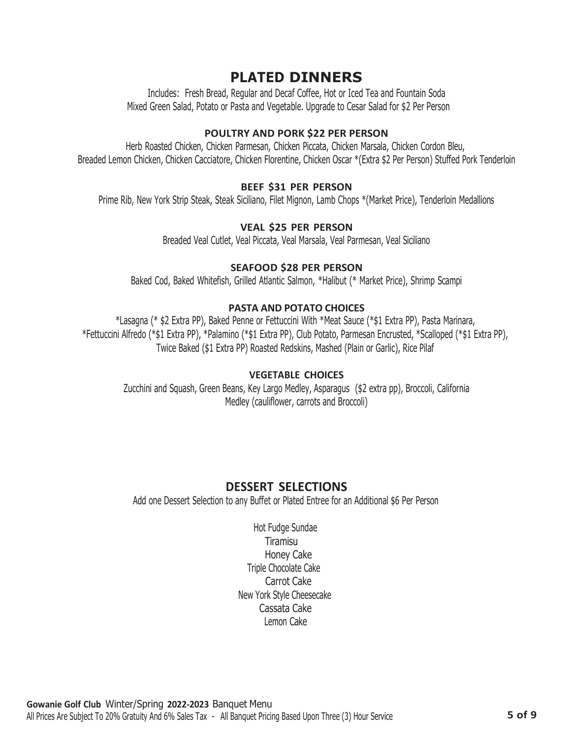# PLATED DINNERS

Includes: Fresh Bread, Regular and Decaf Coffee, Hot or Iced Tea and Fountain Soda
Mixed Green Salad, Potato or Pasta and Vegetable. Upgrade to Cesar Salad for $2 Per Person

### POULTRY AND PORK $22 PER PERSON

Herb Roasted Chicken, Chicken Parmesan, Chicken Piccata, Chicken Marsala, Chicken Cordon Bleu,
Breaded Lemon Chicken, Chicken Cacciatore, Chicken Florentine, Chicken Oscar *(Extra $2 Per Person) Stuffed Pork Tenderloin

### BEEF $31 PER PERSON

Prime Rib, New York Strip Steak, Steak Siciliano, Filet Mignon, Lamb Chops *(Market Price), Tenderloin Medallions

### VEAL $25 PER PERSON

Breaded Veal Cutlet, Veal Piccata, Veal Marsala, Veal Parmesan, Veal Siciliano

### SEAFOOD $28 PER PERSON

Baked Cod, Baked Whitefish, Grilled Atlantic Salmon, *Halibut (* Market Price), Shrimp Scampi

### PASTA AND POTATO CHOICES

*Lasagna (* $2 Extra PP), Baked Penne or Fettuccini With *Meat Sauce (*$1 Extra PP), Pasta Marinara,
*Fettuccini Alfredo (*$1 Extra PP), *Palamino (*$1 Extra PP), Club Potato, Parmesan Encrusted, *Scalloped (*$1 Extra PP),
Twice Baked ($1 Extra PP) Roasted Redskins, Mashed (Plain or Garlic), Rice Pilaf

### VEGETABLE CHOICES

Zucchini and Squash, Green Beans, Key Largo Medley, Asparagus ($2 extra pp), Broccoli, California
Medley (cauliflower, carrots and Broccoli)

## DESSERT SELECTIONS

Add one Dessert Selection to any Buffet or Plated Entree for an Additional $6 Per Person

Hot Fudge Sundae
Tiramisu
Honey Cake
Triple Chocolate Cake
Carrot Cake
New York Style Cheesecake
Cassata Cake
Lemon Cake

**Gowanie Golf Club** Winter/Spring **2022-2023** Banquet Menu
All Prices Are Subject To 20% Gratuity And 6% Sales Tax - All Banquet Pricing Based Upon Three (3) Hour Service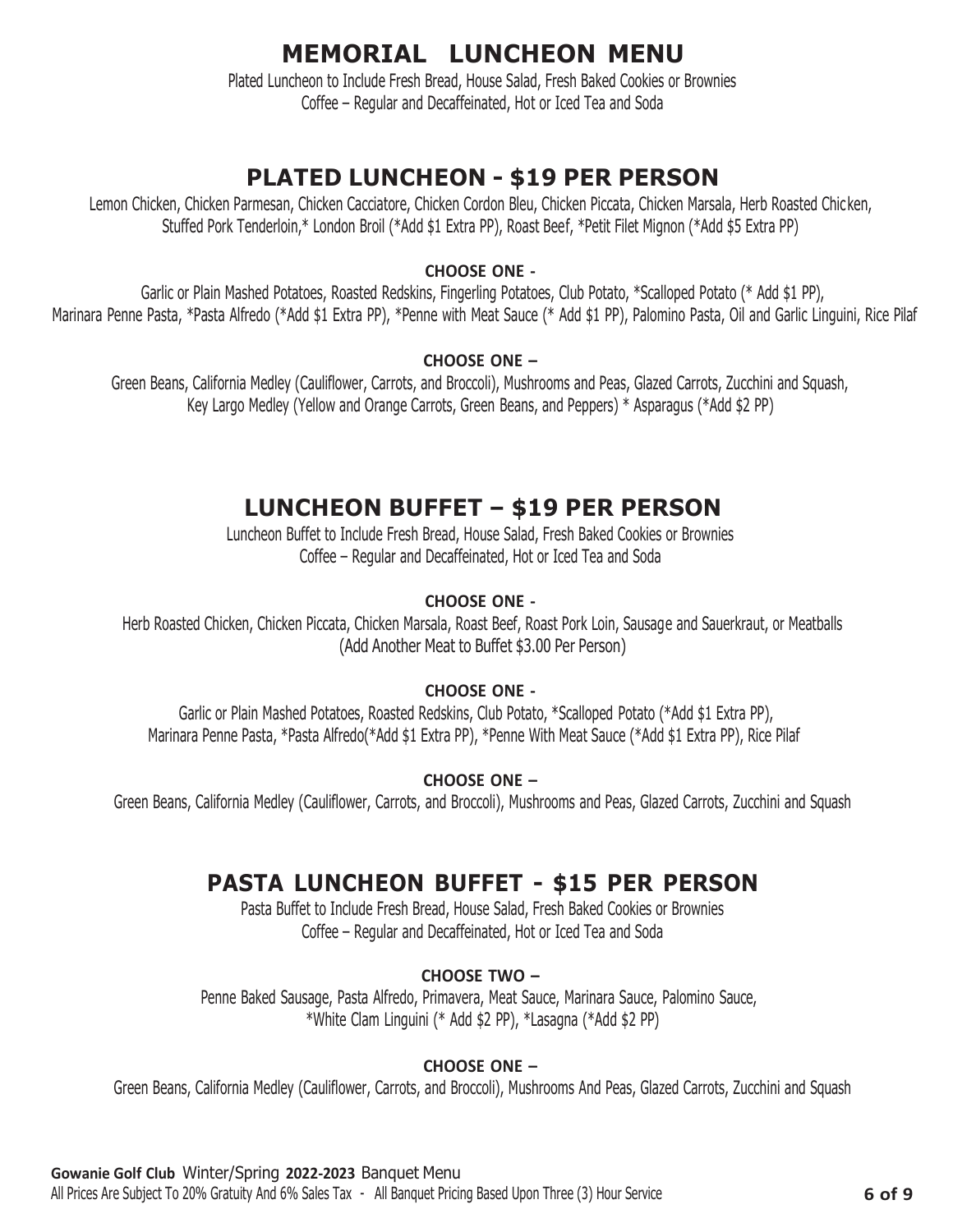# MEMORIAL LUNCHEON MENU

Plated Luncheon to Include Fresh Bread, House Salad, Fresh Baked Cookies or Brownies
Coffee – Regular and Decaffeinated, Hot or Iced Tea and Soda

## PLATED LUNCHEON - $19 PER PERSON

Lemon Chicken, Chicken Parmesan, Chicken Cacciatore, Chicken Cordon Bleu, Chicken Piccata, Chicken Marsala, Herb Roasted Chicken, Stuffed Pork Tenderloin,* London Broil (*Add $1 Extra PP), Roast Beef, *Petit Filet Mignon (*Add $5 Extra PP)

**CHOOSE ONE -**

Garlic or Plain Mashed Potatoes, Roasted Redskins, Fingerling Potatoes, Club Potato, *Scalloped Potato (* Add $1 PP), Marinara Penne Pasta, *Pasta Alfredo (*Add $1 Extra PP), *Penne with Meat Sauce (* Add $1 PP), Palomino Pasta, Oil and Garlic Linguini, Rice Pilaf

**CHOOSE ONE –**

Green Beans, California Medley (Cauliflower, Carrots, and Broccoli), Mushrooms and Peas, Glazed Carrots, Zucchini and Squash, Key Largo Medley (Yellow and Orange Carrots, Green Beans, and Peppers) * Asparagus (*Add $2 PP)

## LUNCHEON BUFFET – $19 PER PERSON

Luncheon Buffet to Include Fresh Bread, House Salad, Fresh Baked Cookies or Brownies
Coffee – Regular and Decaffeinated, Hot or Iced Tea and Soda

**CHOOSE ONE -**

Herb Roasted Chicken, Chicken Piccata, Chicken Marsala, Roast Beef, Roast Pork Loin, Sausage and Sauerkraut, or Meatballs
(Add Another Meat to Buffet $3.00 Per Person)

**CHOOSE ONE -**

Garlic or Plain Mashed Potatoes, Roasted Redskins, Club Potato, *Scalloped Potato (*Add $1 Extra PP), Marinara Penne Pasta, *Pasta Alfredo(*Add $1 Extra PP), *Penne With Meat Sauce (*Add $1 Extra PP), Rice Pilaf

**CHOOSE ONE –**

Green Beans, California Medley (Cauliflower, Carrots, and Broccoli), Mushrooms and Peas, Glazed Carrots, Zucchini and Squash

## PASTA LUNCHEON BUFFET - $15 PER PERSON

Pasta Buffet to Include Fresh Bread, House Salad, Fresh Baked Cookies or Brownies
Coffee – Regular and Decaffeinated, Hot or Iced Tea and Soda

**CHOOSE TWO –**

Penne Baked Sausage, Pasta Alfredo, Primavera, Meat Sauce, Marinara Sauce, Palomino Sauce, *White Clam Linguini (* Add $2 PP), *Lasagna (*Add $2 PP)

**CHOOSE ONE –**

Green Beans, California Medley (Cauliflower, Carrots, and Broccoli), Mushrooms And Peas, Glazed Carrots, Zucchini and Squash

**Gowanie Golf Club** Winter/Spring **2022-2023** Banquet Menu
All Prices Are Subject To 20% Gratuity And 6% Sales Tax - All Banquet Pricing Based Upon Three (3) Hour Service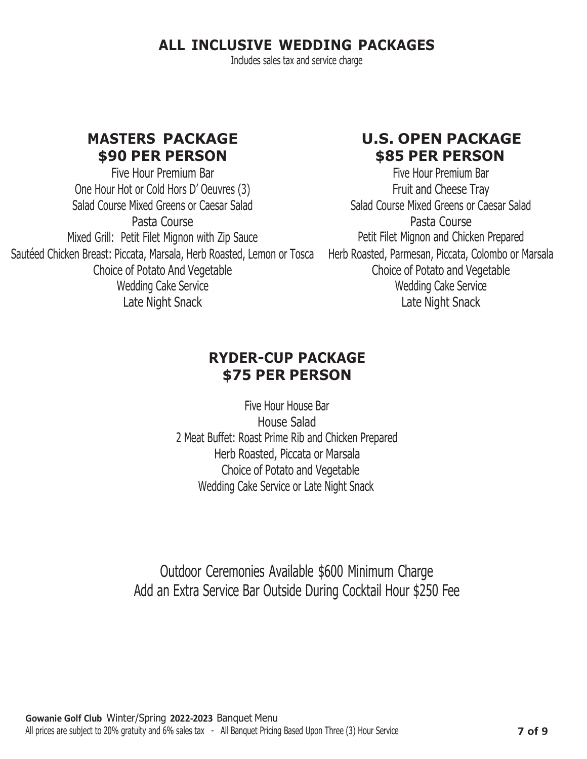# ALL INCLUSIVE WEDDING PACKAGES

Includes sales tax and service charge

## MASTERS PACKAGE
## $90 PER PERSON

Five Hour Premium Bar
One Hour Hot or Cold Hors D' Oeuvres (3)
Salad Course Mixed Greens or Caesar Salad
Pasta Course
Mixed Grill: Petit Filet Mignon with Zip Sauce
Sautéed Chicken Breast: Piccata, Marsala, Herb Roasted, Lemon or Tosca
Choice of Potato And Vegetable
Wedding Cake Service
Late Night Snack

## U.S. OPEN PACKAGE
## $85 PER PERSON

Five Hour Premium Bar
Fruit and Cheese Tray
Salad Course Mixed Greens or Caesar Salad
Pasta Course
Petit Filet Mignon and Chicken Prepared
Herb Roasted, Parmesan, Piccata, Colombo or Marsala
Choice of Potato and Vegetable
Wedding Cake Service
Late Night Snack

## RYDER-CUP PACKAGE
## $75 PER PERSON

Five Hour House Bar
House Salad
2 Meat Buffet: Roast Prime Rib and Chicken Prepared
Herb Roasted, Piccata or Marsala
Choice of Potato and Vegetable
Wedding Cake Service or Late Night Snack

Outdoor Ceremonies Available $600 Minimum Charge
Add an Extra Service Bar Outside During Cocktail Hour $250 Fee

**Gowanie Golf Club** Winter/Spring **2022-2023** Banquet Menu
All prices are subject to 20% gratuity and 6% sales tax - All Banquet Pricing Based Upon Three (3) Hour Service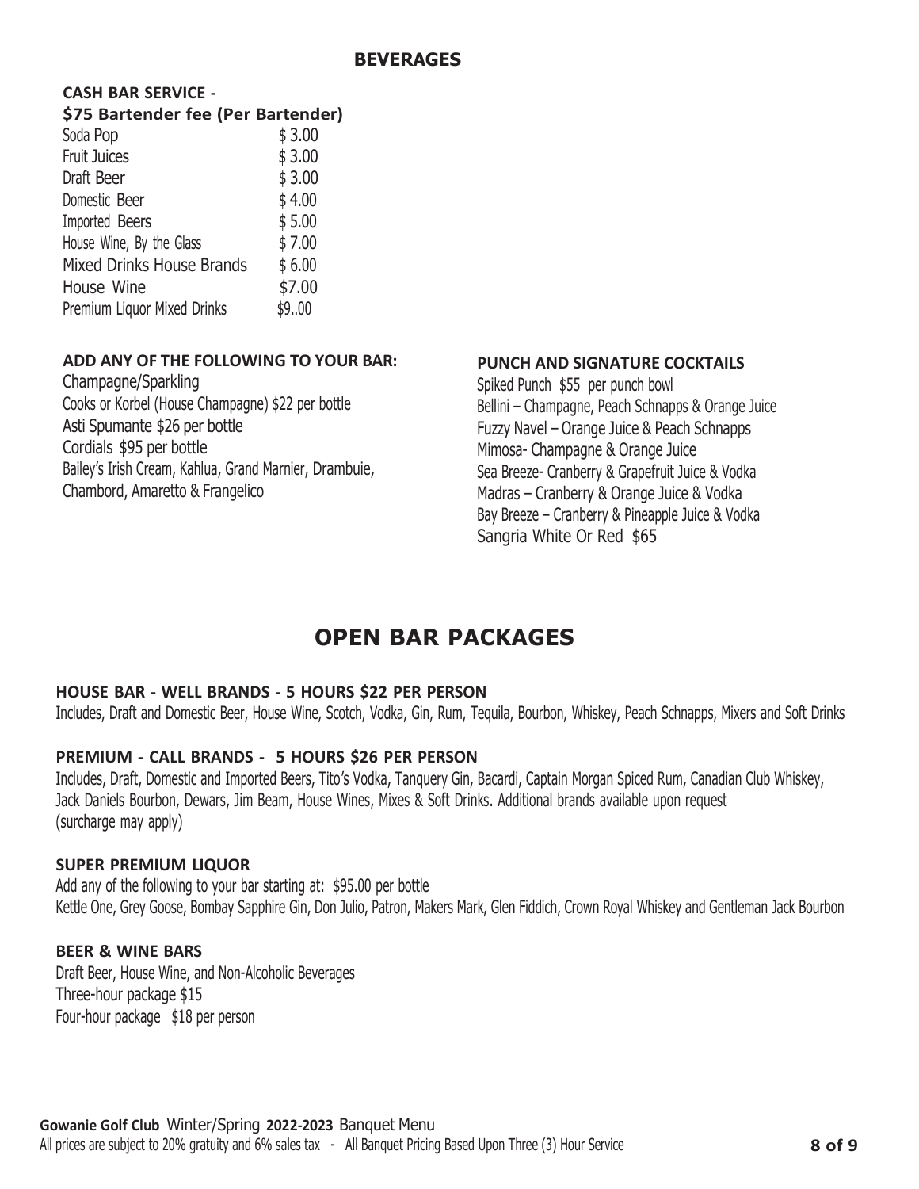## BEVERAGES

**CASH BAR SERVICE -**
**$75 Bartender fee (Per Bartender)**

| | |
|---|---|
| Soda Pop | $ 3.00 |
| Fruit Juices | $ 3.00 |
| Draft Beer | $ 3.00 |
| Domestic Beer | $ 4.00 |
| Imported Beers | $ 5.00 |
| House Wine, By the Glass | $ 7.00 |
| Mixed Drinks House Brands | $ 6.00 |
| House Wine | $7.00 |
| Premium Liquor Mixed Drinks | $9..00 |

**ADD ANY OF THE FOLLOWING TO YOUR BAR:**

Champagne/Sparkling
Cooks or Korbel (House Champagne) $22 per bottle
Asti Spumante $26 per bottle
Cordials $95 per bottle
Bailey's Irish Cream, Kahlua, Grand Marnier, Drambuie, Chambord, Amaretto & Frangelico

**PUNCH AND SIGNATURE COCKTAILS**

Spiked Punch $55 per punch bowl
Bellini – Champagne, Peach Schnapps & Orange Juice
Fuzzy Navel – Orange Juice & Peach Schnapps
Mimosa- Champagne & Orange Juice
Sea Breeze- Cranberry & Grapefruit Juice & Vodka
Madras – Cranberry & Orange Juice & Vodka
Bay Breeze – Cranberry & Pineapple Juice & Vodka
Sangria White Or Red $65

# OPEN BAR PACKAGES

**HOUSE BAR - WELL BRANDS - 5 HOURS $22 PER PERSON**

Includes, Draft and Domestic Beer, House Wine, Scotch, Vodka, Gin, Rum, Tequila, Bourbon, Whiskey, Peach Schnapps, Mixers and Soft Drinks

**PREMIUM - CALL BRANDS - 5 HOURS $26 PER PERSON**

Includes, Draft, Domestic and Imported Beers, Tito's Vodka, Tanquery Gin, Bacardi, Captain Morgan Spiced Rum, Canadian Club Whiskey, Jack Daniels Bourbon, Dewars, Jim Beam, House Wines, Mixes & Soft Drinks. Additional brands available upon request (surcharge may apply)

**SUPER PREMIUM LIQUOR**

Add any of the following to your bar starting at: $95.00 per bottle
Kettle One, Grey Goose, Bombay Sapphire Gin, Don Julio, Patron, Makers Mark, Glen Fiddich, Crown Royal Whiskey and Gentleman Jack Bourbon

**BEER & WINE BARS**

Draft Beer, House Wine, and Non-Alcoholic Beverages
Three-hour package $15
Four-hour package $18 per person

**Gowanie Golf Club** Winter/Spring **2022-2023** Banquet Menu
All prices are subject to 20% gratuity and 6% sales tax - All Banquet Pricing Based Upon Three (3) Hour Service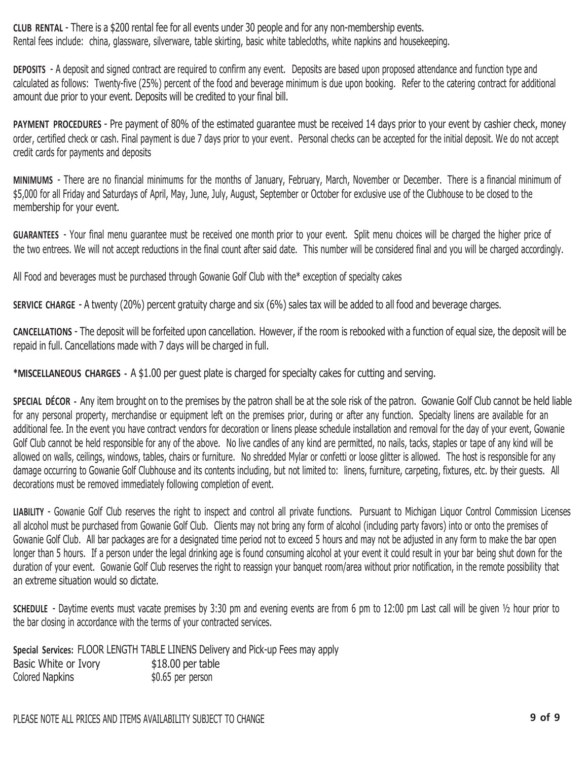**CLUB RENTAL** - There is a $200 rental fee for all events under 30 people and for any non-membership events.
Rental fees include: china, glassware, silverware, table skirting, basic white tablecloths, white napkins and housekeeping.

**DEPOSITS** - A deposit and signed contract are required to confirm any event. Deposits are based upon proposed attendance and function type and calculated as follows: Twenty-five (25%) percent of the food and beverage minimum is due upon booking. Refer to the catering contract for additional amount due prior to your event. Deposits will be credited to your final bill.

**PAYMENT PROCEDURES** - Pre payment of 80% of the estimated guarantee must be received 14 days prior to your event by cashier check, money order, certified check or cash. Final payment is due 7 days prior to your event. Personal checks can be accepted for the initial deposit. We do not accept credit cards for payments and deposits

**MINIMUMS** - There are no financial minimums for the months of January, February, March, November or December. There is a financial minimum of $5,000 for all Friday and Saturdays of April, May, June, July, August, September or October for exclusive use of the Clubhouse to be closed to the membership for your event.

**GUARANTEES** - Your final menu guarantee must be received one month prior to your event. Split menu choices will be charged the higher price of the two entrees. We will not accept reductions in the final count after said date. This number will be considered final and you will be charged accordingly.

All Food and beverages must be purchased through Gowanie Golf Club with the* exception of specialty cakes

**SERVICE CHARGE** - A twenty (20%) percent gratuity charge and six (6%) sales tax will be added to all food and beverage charges.

**CANCELLATIONS** - The deposit will be forfeited upon cancellation. However, if the room is rebooked with a function of equal size, the deposit will be repaid in full. Cancellations made with 7 days will be charged in full.

***MISCELLANEOUS CHARGES** - A $1.00 per guest plate is charged for specialty cakes for cutting and serving.

**SPECIAL DÉCOR** - Any item brought on to the premises by the patron shall be at the sole risk of the patron. Gowanie Golf Club cannot be held liable for any personal property, merchandise or equipment left on the premises prior, during or after any function. Specialty linens are available for an additional fee. In the event you have contract vendors for decoration or linens please schedule installation and removal for the day of your event, Gowanie Golf Club cannot be held responsible for any of the above. No live candles of any kind are permitted, no nails, tacks, staples or tape of any kind will be allowed on walls, ceilings, windows, tables, chairs or furniture. No shredded Mylar or confetti or loose glitter is allowed. The host is responsible for any damage occurring to Gowanie Golf Clubhouse and its contents including, but not limited to: linens, furniture, carpeting, fixtures, etc. by their guests. All decorations must be removed immediately following completion of event.

**LIABILITY** - Gowanie Golf Club reserves the right to inspect and control all private functions. Pursuant to Michigan Liquor Control Commission Licenses all alcohol must be purchased from Gowanie Golf Club. Clients may not bring any form of alcohol (including party favors) into or onto the premises of Gowanie Golf Club. All bar packages are for a designated time period not to exceed 5 hours and may not be adjusted in any form to make the bar open longer than 5 hours. If a person under the legal drinking age is found consuming alcohol at your event it could result in your bar being shut down for the duration of your event. Gowanie Golf Club reserves the right to reassign your banquet room/area without prior notification, in the remote possibility that an extreme situation would so dictate.

**SCHEDULE** - Daytime events must vacate premises by 3:30 pm and evening events are from 6 pm to 12:00 pm Last call will be given ½ hour prior to the bar closing in accordance with the terms of your contracted services.

**Special Services:** FLOOR LENGTH TABLE LINENS Delivery and Pick-up Fees may apply

| | |
|---|---|
| Basic White or Ivory | $18.00 per table |
| Colored Napkins | $0.65 per person |

PLEASE NOTE ALL PRICES AND ITEMS AVAILABILITY SUBJECT TO CHANGE